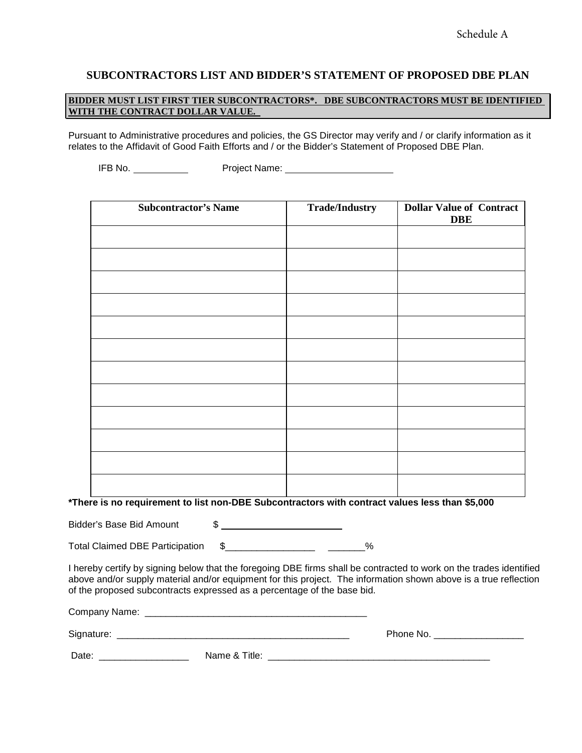Schedule A

# SUBCONTRACTORS LIST AND BIDDER'S STATEMENT OF PROPOSED DBE PLAN

**BIDDER MUST LIST FIRST TIER SUBCONTRACTORS*. DBE SUBCONTRACTORS MUST BE IDENTIFIED WITH THE CONTRACT DOLLAR VALUE.**

Pursuant to Administrative procedures and policies, the GS Director may verify and / or clarify information as it relates to the Affidavit of Good Faith Efforts and / or the Bidder's Statement of Proposed DBE Plan.

IFB No. ____________ Project Name: ______________________

| Subcontractor's Name | Trade/Industry | Dollar Value of Contract DBE |
|---|---|---|
| | | |
| | | |
| | | |
| | | |
| | | |
| | | |
| | | |
| | | |
| | | |
| | | |
| | | |
| | | |

**\*There is no requirement to list non-DBE Subcontractors with contract values less than $5,000**

Bidder's Base Bid Amount $ ________________________

Total Claimed DBE Participation $_________________ _______%

I hereby certify by signing below that the foregoing DBE firms shall be contracted to work on the trades identified above and/or supply material and/or equipment for this project. The information shown above is a true reflection of the proposed subcontracts expressed as a percentage of the base bid.

Company Name: ___________________________________________

Signature: _____________________________________________ Phone No. _________________

Date: _________________ Name & Title: ____________________________________________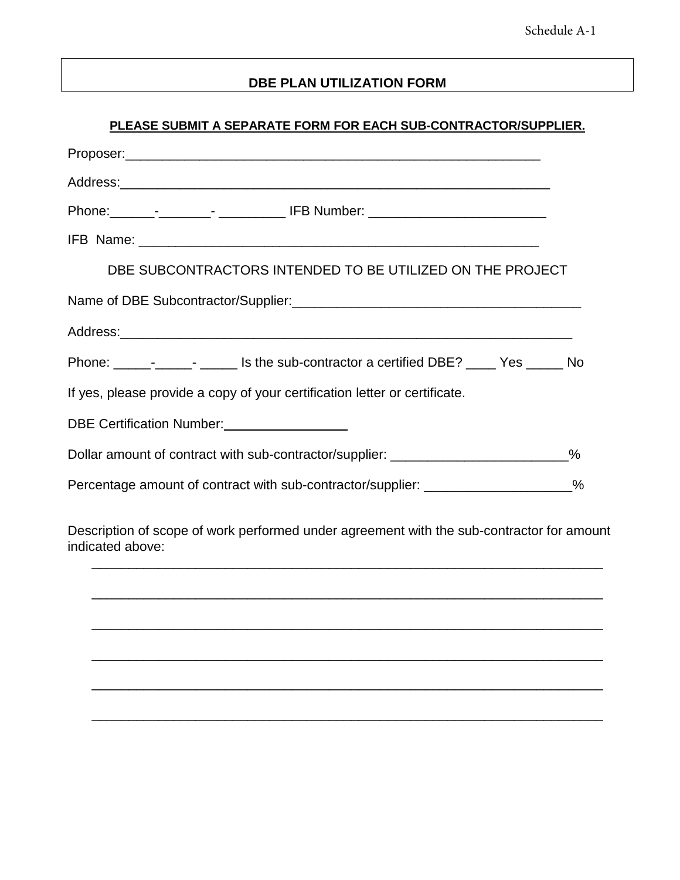Schedule A-1

# DBE PLAN UTILIZATION FORM

**PLEASE SUBMIT A SEPARATE FORM FOR EACH SUB-CONTRACTOR/SUPPLIER.**

Proposer:___________________________________________________________

Address:____________________________________________________________

Phone:______-_______- _________ IFB Number: ________________________

IFB Name: _________________________________________________________

DBE SUBCONTRACTORS INTENDED TO BE UTILIZED ON THE PROJECT

Name of DBE Subcontractor/Supplier:_______________________________________

Address:________________________________________________________________

Phone: _____-_____- _____ Is the sub-contractor a certified DBE? ____ Yes _____ No

If yes, please provide a copy of your certification letter or certificate.

DBE Certification Number:_________________

Dollar amount of contract with sub-contractor/supplier: ________________________%

Percentage amount of contract with sub-contractor/supplier: ___________________%

Description of scope of work performed under agreement with the sub-contractor for amount indicated above:

______________________________________________________________________

______________________________________________________________________

______________________________________________________________________

______________________________________________________________________

______________________________________________________________________

______________________________________________________________________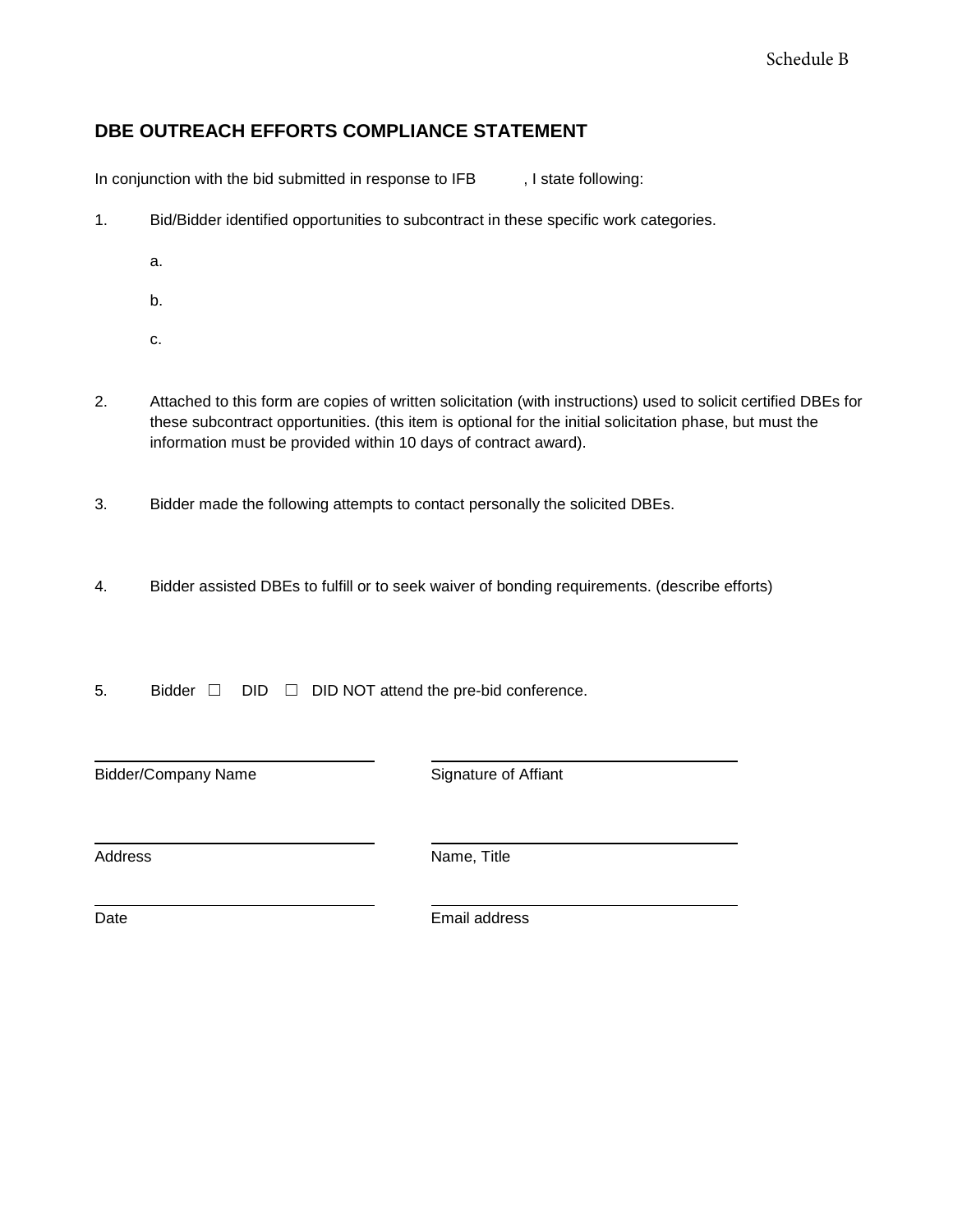Schedule B

## DBE OUTREACH EFFORTS COMPLIANCE STATEMENT

In conjunction with the bid submitted in response to IFB , I state following:

1. Bid/Bidder identified opportunities to subcontract in these specific work categories.

   a.

   b.

   c.

2. Attached to this form are copies of written solicitation (with instructions) used to solicit certified DBEs for these subcontract opportunities. (this item is optional for the initial solicitation phase, but must the information must be provided within 10 days of contract award).

3. Bidder made the following attempts to contact personally the solicited DBEs.

4. Bidder assisted DBEs to fulfill or to seek waiver of bonding requirements. (describe efforts)

5. Bidder ☐ DID ☐ DID NOT attend the pre-bid conference.

| | |
|---|---|
| Bidder/Company Name | Signature of Affiant |
| Address | Name, Title |
| Date | Email address |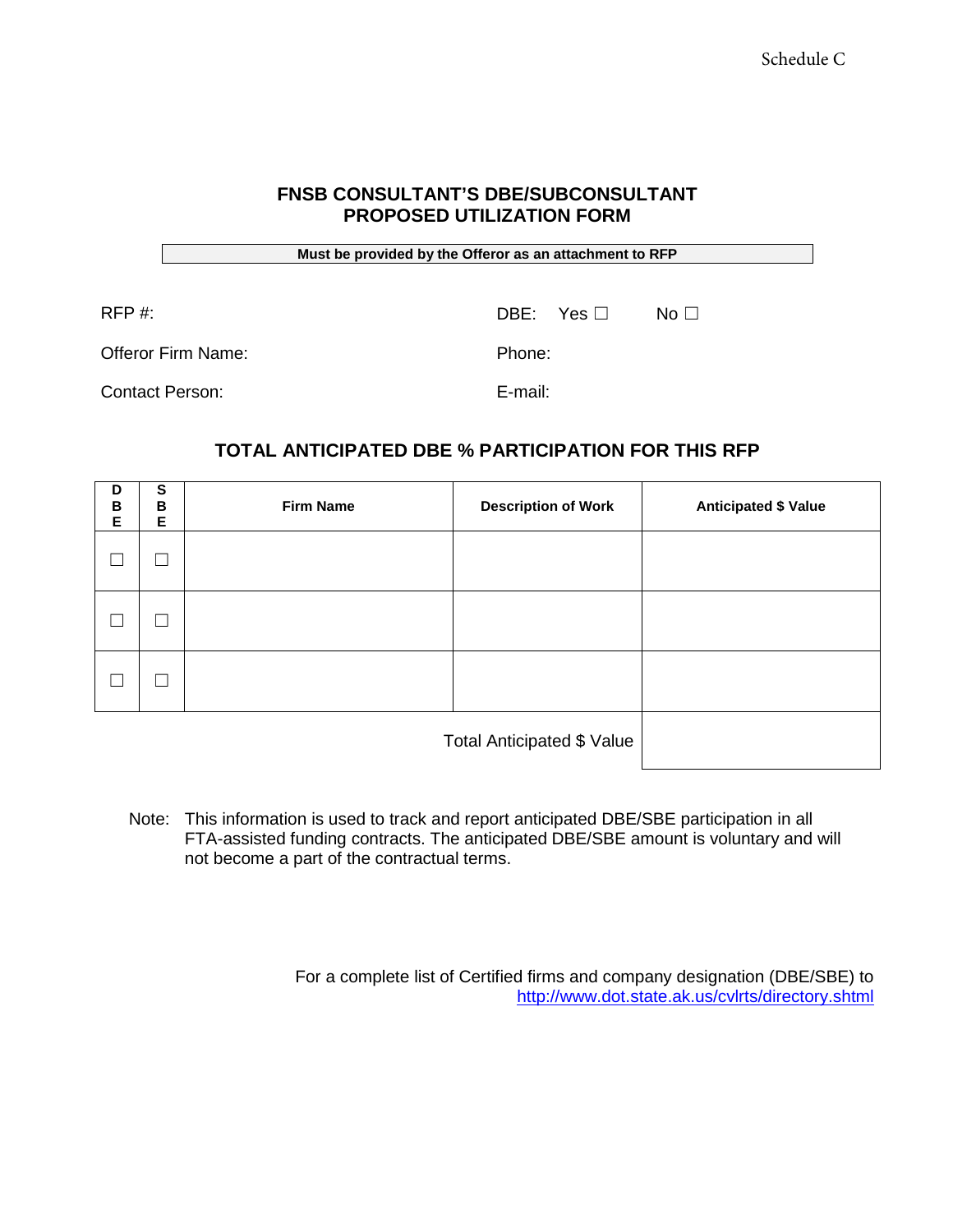Schedule C

## FNSB CONSULTANT'S DBE/SUBCONSULTANT PROPOSED UTILIZATION FORM

**Must be provided by the Offeror as an attachment to RFP**

RFP #: DBE: Yes ☐ No ☐

Offeror Firm Name: Phone:

Contact Person: E-mail:

### TOTAL ANTICIPATED DBE % PARTICIPATION FOR THIS RFP

| DBE | SBE | Firm Name | Description of Work | Anticipated $ Value |
|---|---|---|---|---|
| ☐ | ☐ | | | |
| ☐ | ☐ | | | |
| ☐ | ☐ | | | |
| | | | Total Anticipated $ Value | |

Note: This information is used to track and report anticipated DBE/SBE participation in all FTA-assisted funding contracts. The anticipated DBE/SBE amount is voluntary and will not become a part of the contractual terms.

For a complete list of Certified firms and company designation (DBE/SBE) to http://www.dot.state.ak.us/cvlrts/directory.shtml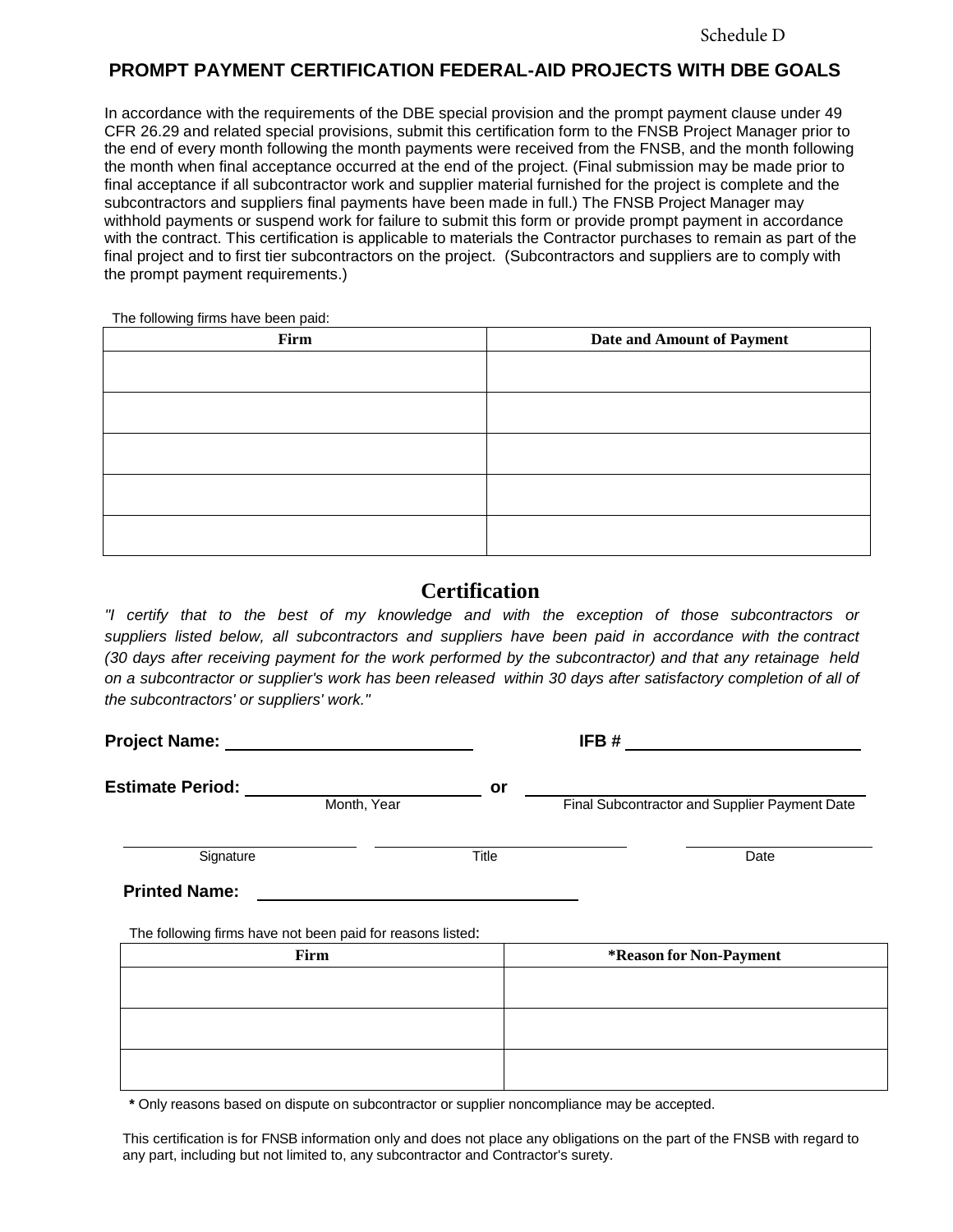Schedule D

# PROMPT PAYMENT CERTIFICATION FEDERAL-AID PROJECTS WITH DBE GOALS

In accordance with the requirements of the DBE special provision and the prompt payment clause under 49 CFR 26.29 and related special provisions, submit this certification form to the FNSB Project Manager prior to the end of every month following the month payments were received from the FNSB, and the month following the month when final acceptance occurred at the end of the project. (Final submission may be made prior to final acceptance if all subcontractor work and supplier material furnished for the project is complete and the subcontractors and suppliers final payments have been made in full.) The FNSB Project Manager may withhold payments or suspend work for failure to submit this form or provide prompt payment in accordance with the contract. This certification is applicable to materials the Contractor purchases to remain as part of the final project and to first tier subcontractors on the project. (Subcontractors and suppliers are to comply with the prompt payment requirements.)

The following firms have been paid:

| Firm | Date and Amount of Payment |
|---|---|
| | |
| | |
| | |
| | |
| | |

## Certification

*"I certify that to the best of my knowledge and with the exception of those subcontractors or suppliers listed below, all subcontractors and suppliers have been paid in accordance with the contract (30 days after receiving payment for the work performed by the subcontractor) and that any retainage held on a subcontractor or supplier's work has been released within 30 days after satisfactory completion of all of the subcontractors' or suppliers' work."*

**Project Name:** ____________________ **IFB #** ____________________

**Estimate Period:** ____________________ **or** ____________________
Month, Year — Final Subcontractor and Supplier Payment Date

____________________ ____________________ ____________________
Signature — Title — Date

**Printed Name:** ____________________

The following firms have not been paid for reasons listed:

| Firm | *Reason for Non-Payment |
|---|---|
| | |
| | |
| | |

**\*** Only reasons based on dispute on subcontractor or supplier noncompliance may be accepted.

This certification is for FNSB information only and does not place any obligations on the part of the FNSB with regard to any part, including but not limited to, any subcontractor and Contractor's surety.